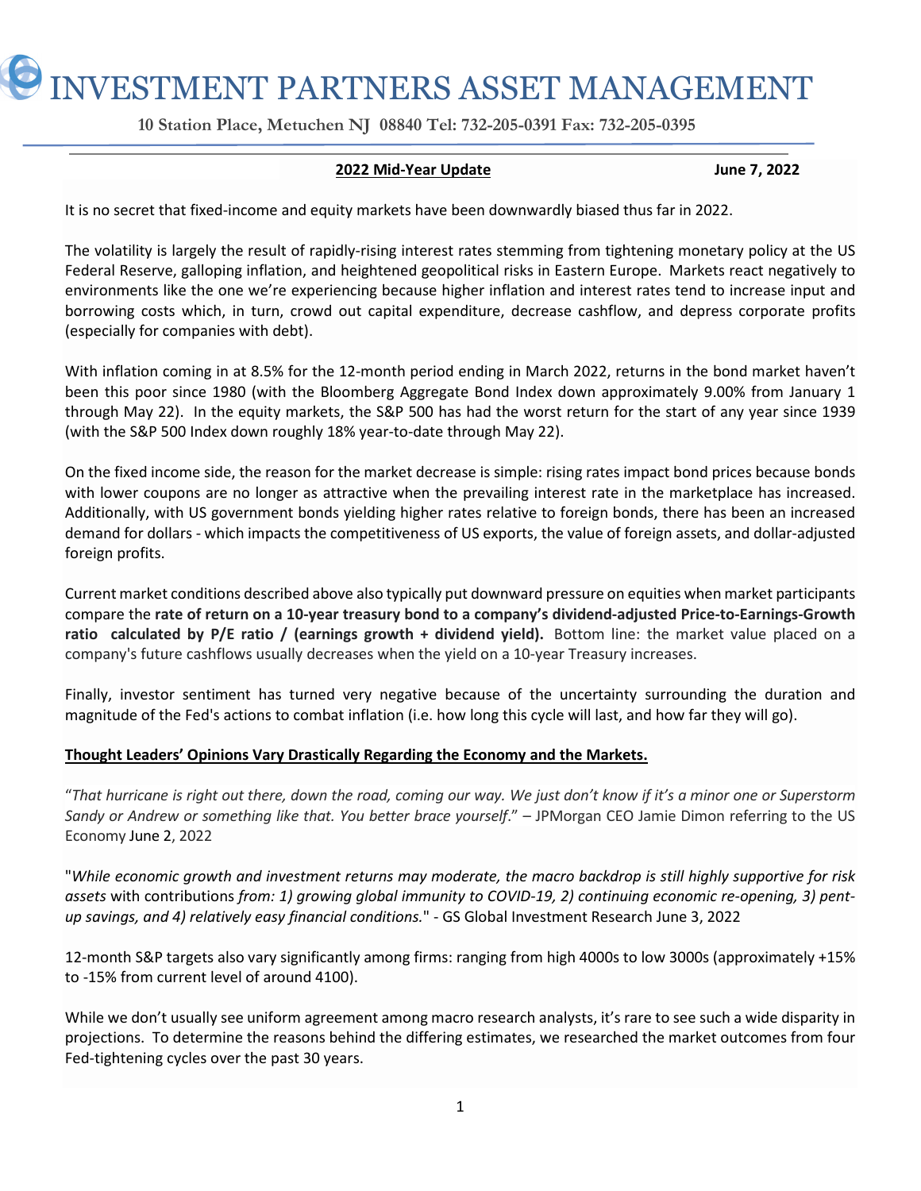# INVESTMENT PARTNERS ASSET MANAGEMENT

**10 Station Place, Metuchen NJ 08840 Tel: 732-205-0391 Fax: 732-205-0395**

**2022 Mid-Year Update** **June 7, 2022**

It is no secret that fixed-income and equity markets have been downwardly biased thus far in 2022.

The volatility is largely the result of rapidly-rising interest rates stemming from tightening monetary policy at the US Federal Reserve, galloping inflation, and heightened geopolitical risks in Eastern Europe. Markets react negatively to environments like the one we're experiencing because higher inflation and interest rates tend to increase input and borrowing costs which, in turn, crowd out capital expenditure, decrease cashflow, and depress corporate profits (especially for companies with debt).

With inflation coming in at 8.5% for the 12-month period ending in March 2022, returns in the bond market haven't been this poor since 1980 (with the Bloomberg Aggregate Bond Index down approximately 9.00% from January 1 through May 22). In the equity markets, the S&P 500 has had the worst return for the start of any year since 1939 (with the S&P 500 Index down roughly 18% year-to-date through May 22).

On the fixed income side, the reason for the market decrease is simple: rising rates impact bond prices because bonds with lower coupons are no longer as attractive when the prevailing interest rate in the marketplace has increased. Additionally, with US government bonds yielding higher rates relative to foreign bonds, there has been an increased demand for dollars - which impacts the competitiveness of US exports, the value of foreign assets, and dollar-adjusted foreign profits.

Current market conditions described above also typically put downward pressure on equities when market participants compare the **rate of return on a 10-year treasury bond to a company's dividend-adjusted Price-to-Earnings-Growth ratio calculated by P/E ratio / (earnings growth + dividend yield).** Bottom line: the market value placed on a company's future cashflows usually decreases when the yield on a 10-year Treasury increases.

Finally, investor sentiment has turned very negative because of the uncertainty surrounding the duration and magnitude of the Fed's actions to combat inflation (i.e. how long this cycle will last, and how far they will go).

## Thought Leaders' Opinions Vary Drastically Regarding the Economy and the Markets.

"*That hurricane is right out there, down the road, coming our way. We just don't know if it's a minor one or Superstorm Sandy or Andrew or something like that. You better brace yourself*." – JPMorgan CEO Jamie Dimon referring to the US Economy June 2, 2022

"*While economic growth and investment returns may moderate, the macro backdrop is still highly supportive for risk assets* with contributions *from: 1) growing global immunity to COVID-19, 2) continuing economic re-opening, 3) pent-up savings, and 4) relatively easy financial conditions.*" - GS Global Investment Research June 3, 2022

12-month S&P targets also vary significantly among firms: ranging from high 4000s to low 3000s (approximately +15% to -15% from current level of around 4100).

While we don't usually see uniform agreement among macro research analysts, it's rare to see such a wide disparity in projections. To determine the reasons behind the differing estimates, we researched the market outcomes from four Fed-tightening cycles over the past 30 years.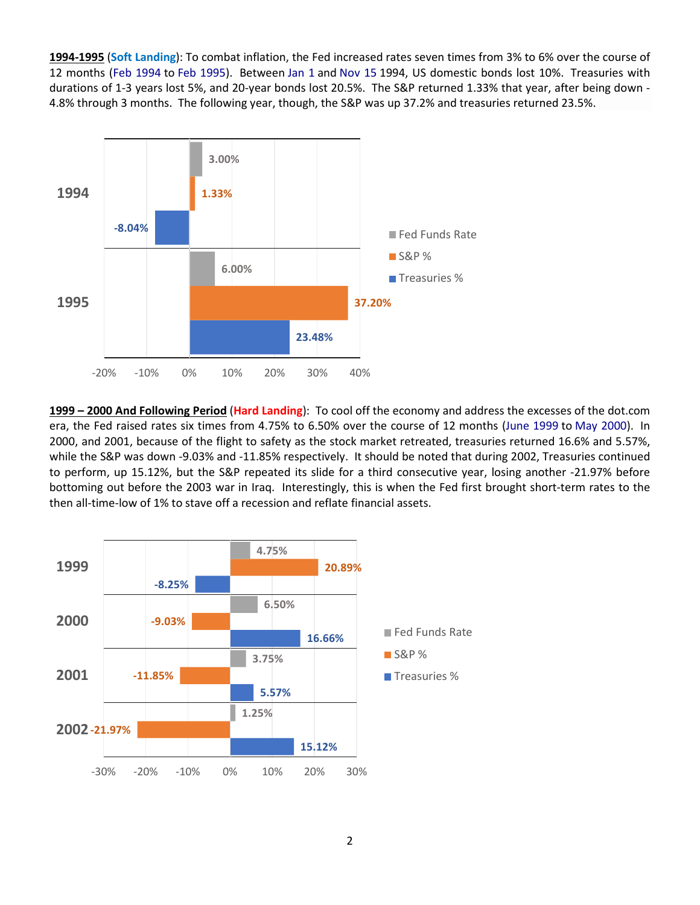**<u>1994-1995</u>** (**Soft Landing**): To combat inflation, the Fed increased rates seven times from 3% to 6% over the course of 12 months (Feb 1994 to Feb 1995). Between Jan 1 and Nov 15 1994, US domestic bonds lost 10%. Treasuries with durations of 1-3 years lost 5%, and 20-year bonds lost 20.5%. The S&P returned 1.33% that year, after being down -4.8% through 3 months. The following year, though, the S&P was up 37.2% and treasuries returned 23.5%.

| Year | Fed Funds Rate | S&P % | Treasuries % |
|---|---|---|---|
| 1994 | 3.00% | 1.33% | -8.04% |
| 1995 | 6.00% | 37.20% | 23.48% |

**<u>1999 – 2000 And Following Period</u>** (**Hard Landing**): To cool off the economy and address the excesses of the dot.com era, the Fed raised rates six times from 4.75% to 6.50% over the course of 12 months (June 1999 to May 2000). In 2000, and 2001, because of the flight to safety as the stock market retreated, treasuries returned 16.6% and 5.57%, while the S&P was down -9.03% and -11.85% respectively. It should be noted that during 2002, Treasuries continued to perform, up 15.12%, but the S&P repeated its slide for a third consecutive year, losing another -21.97% before bottoming out before the 2003 war in Iraq. Interestingly, this is when the Fed first brought short-term rates to the then all-time-low of 1% to stave off a recession and reflate financial assets.

| Year | Fed Funds Rate | S&P % | Treasuries % |
|---|---|---|---|
| 1999 | 4.75% | 20.89% | -8.25% |
| 2000 | 6.50% | -9.03% | 16.66% |
| 2001 | 3.75% | -11.85% | 5.57% |
| 2002 | 1.25% | -21.97% | 15.12% |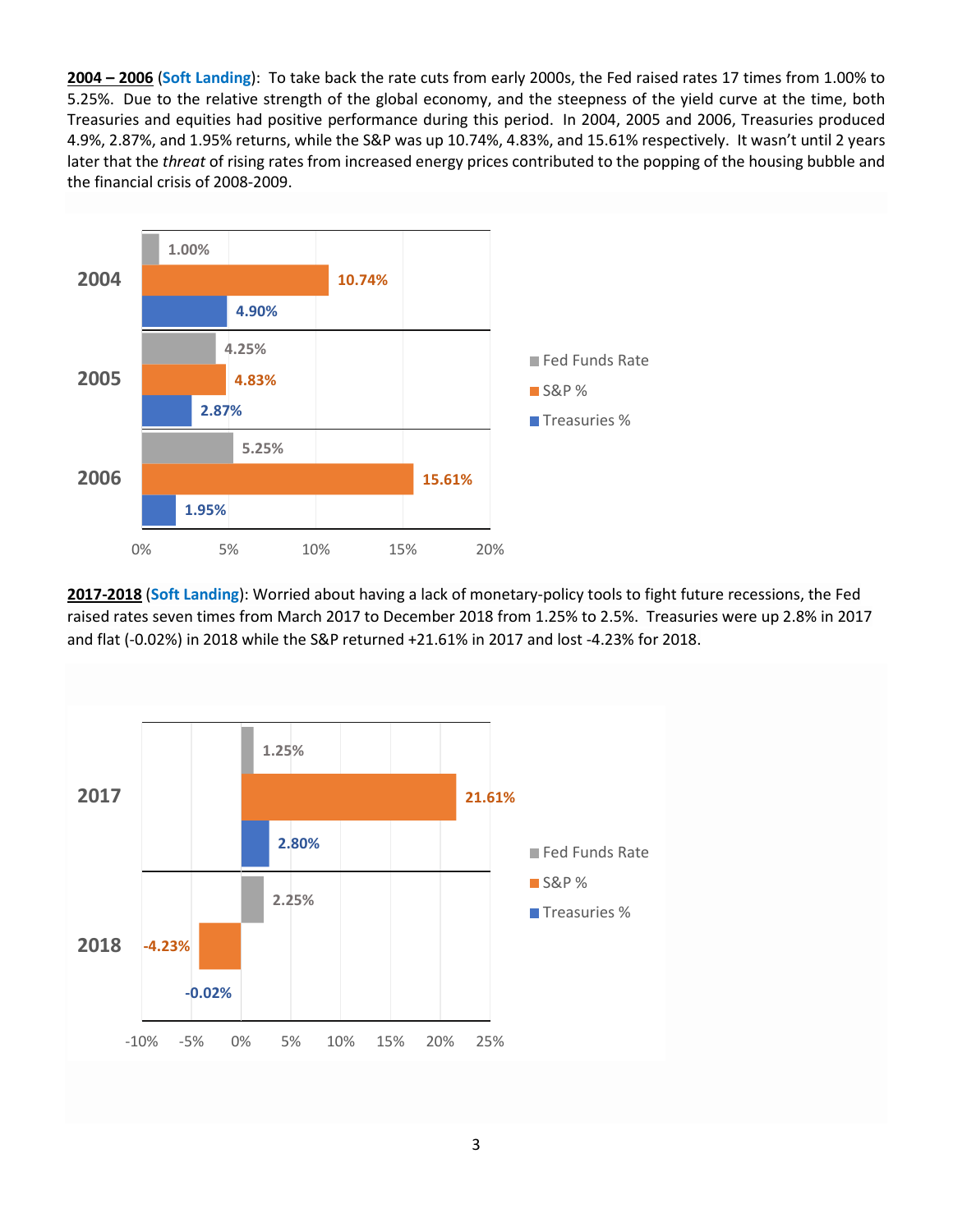**<u>2004 – 2006</u>** (**Soft Landing**): To take back the rate cuts from early 2000s, the Fed raised rates 17 times from 1.00% to 5.25%. Due to the relative strength of the global economy, and the steepness of the yield curve at the time, both Treasuries and equities had positive performance during this period. In 2004, 2005 and 2006, Treasuries produced 4.9%, 2.87%, and 1.95% returns, while the S&P was up 10.74%, 4.83%, and 15.61% respectively. It wasn't until 2 years later that the *threat* of rising rates from increased energy prices contributed to the popping of the housing bubble and the financial crisis of 2008-2009.

| Year | Fed Funds Rate | S&P % | Treasuries % |
|---|---|---|---|
| 2004 | 1.00% | 10.74% | 4.90% |
| 2005 | 4.25% | 4.83% | 2.87% |
| 2006 | 5.25% | 15.61% | 1.95% |

**<u>2017-2018</u>** (**Soft Landing**): Worried about having a lack of monetary-policy tools to fight future recessions, the Fed raised rates seven times from March 2017 to December 2018 from 1.25% to 2.5%. Treasuries were up 2.8% in 2017 and flat (-0.02%) in 2018 while the S&P returned +21.61% in 2017 and lost -4.23% for 2018.

| Year | Fed Funds Rate | S&P % | Treasuries % |
|---|---|---|---|
| 2017 | 1.25% | 21.61% | 2.80% |
| 2018 | 2.25% | -4.23% | -0.02% |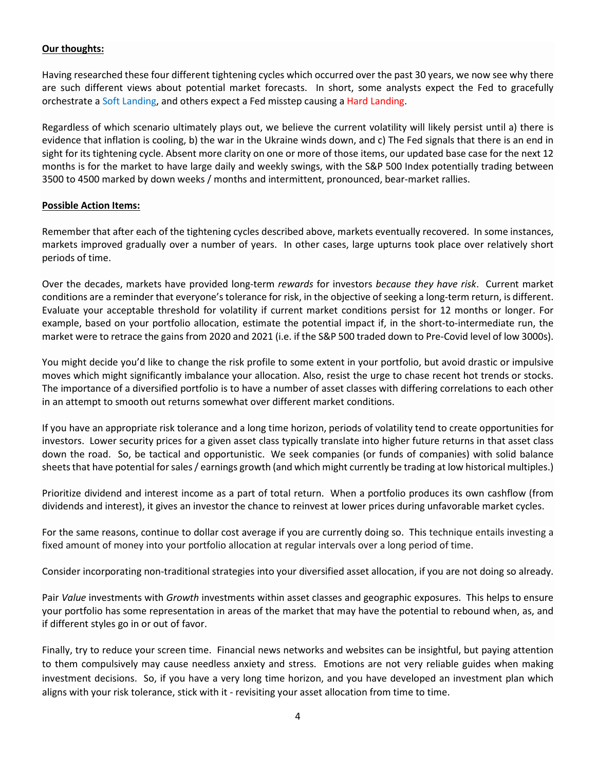**Our thoughts:**

Having researched these four different tightening cycles which occurred over the past 30 years, we now see why there are such different views about potential market forecasts. In short, some analysts expect the Fed to gracefully orchestrate a Soft Landing, and others expect a Fed misstep causing a Hard Landing.

Regardless of which scenario ultimately plays out, we believe the current volatility will likely persist until a) there is evidence that inflation is cooling, b) the war in the Ukraine winds down, and c) The Fed signals that there is an end in sight for its tightening cycle. Absent more clarity on one or more of those items, our updated base case for the next 12 months is for the market to have large daily and weekly swings, with the S&P 500 Index potentially trading between 3500 to 4500 marked by down weeks / months and intermittent, pronounced, bear-market rallies.

**Possible Action Items:**

Remember that after each of the tightening cycles described above, markets eventually recovered. In some instances, markets improved gradually over a number of years. In other cases, large upturns took place over relatively short periods of time.

Over the decades, markets have provided long-term *rewards* for investors *because they have risk*. Current market conditions are a reminder that everyone's tolerance for risk, in the objective of seeking a long-term return, is different. Evaluate your acceptable threshold for volatility if current market conditions persist for 12 months or longer. For example, based on your portfolio allocation, estimate the potential impact if, in the short-to-intermediate run, the market were to retrace the gains from 2020 and 2021 (i.e. if the S&P 500 traded down to Pre-Covid level of low 3000s).

You might decide you'd like to change the risk profile to some extent in your portfolio, but avoid drastic or impulsive moves which might significantly imbalance your allocation. Also, resist the urge to chase recent hot trends or stocks. The importance of a diversified portfolio is to have a number of asset classes with differing correlations to each other in an attempt to smooth out returns somewhat over different market conditions.

If you have an appropriate risk tolerance and a long time horizon, periods of volatility tend to create opportunities for investors. Lower security prices for a given asset class typically translate into higher future returns in that asset class down the road. So, be tactical and opportunistic. We seek companies (or funds of companies) with solid balance sheets that have potential for sales / earnings growth (and which might currently be trading at low historical multiples.)

Prioritize dividend and interest income as a part of total return. When a portfolio produces its own cashflow (from dividends and interest), it gives an investor the chance to reinvest at lower prices during unfavorable market cycles.

For the same reasons, continue to dollar cost average if you are currently doing so. This technique entails investing a fixed amount of money into your portfolio allocation at regular intervals over a long period of time.

Consider incorporating non-traditional strategies into your diversified asset allocation, if you are not doing so already.

Pair *Value* investments with *Growth* investments within asset classes and geographic exposures. This helps to ensure your portfolio has some representation in areas of the market that may have the potential to rebound when, as, and if different styles go in or out of favor.

Finally, try to reduce your screen time. Financial news networks and websites can be insightful, but paying attention to them compulsively may cause needless anxiety and stress. Emotions are not very reliable guides when making investment decisions. So, if you have a very long time horizon, and you have developed an investment plan which aligns with your risk tolerance, stick with it - revisiting your asset allocation from time to time.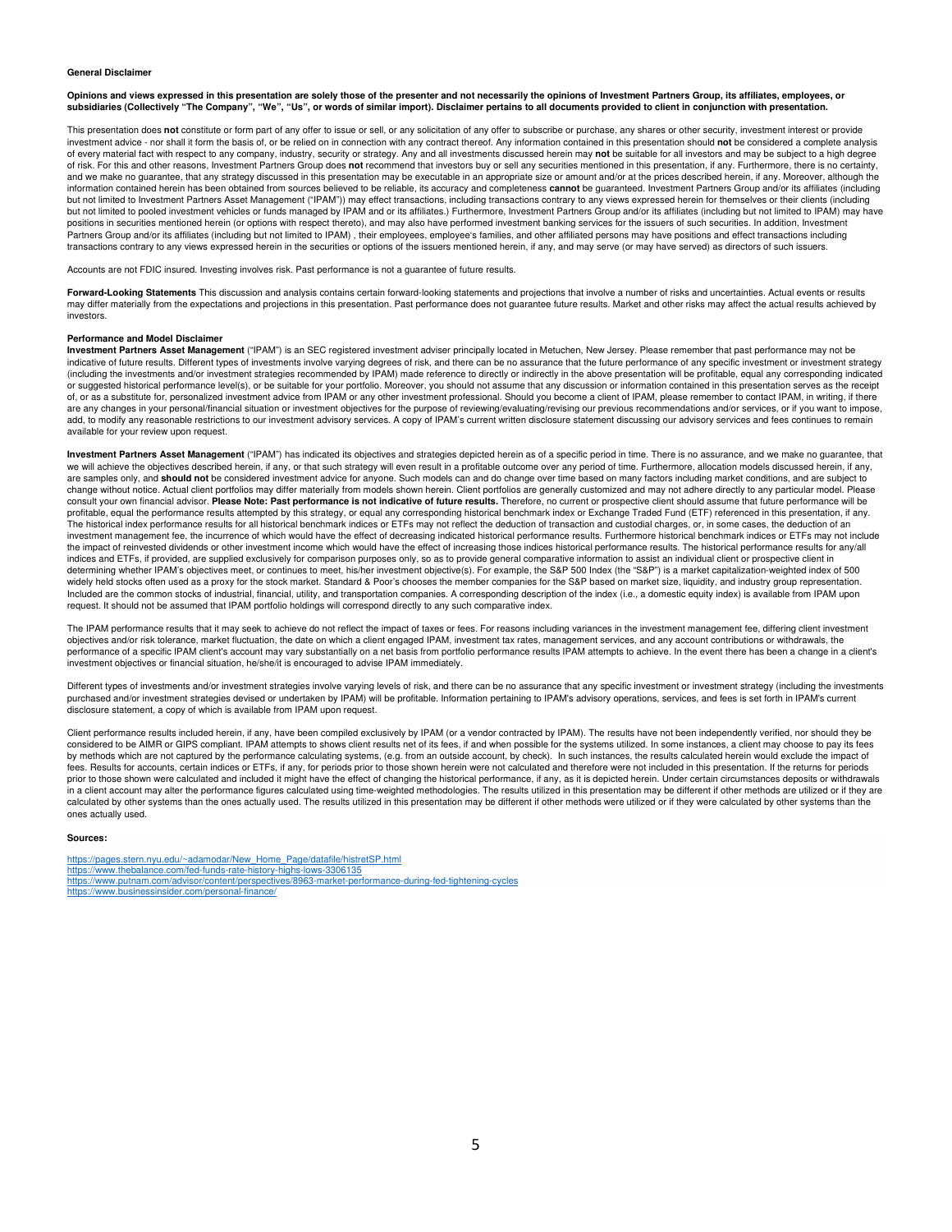**General Disclaimer**

**Opinions and views expressed in this presentation are solely those of the presenter and not necessarily the opinions of Investment Partners Group, its affiliates, employees, or subsidiaries (Collectively "The Company", "We", "Us", or words of similar import). Disclaimer pertains to all documents provided to client in conjunction with presentation.**

This presentation does **not** constitute or form part of any offer to issue or sell, or any solicitation of any offer to subscribe or purchase, any shares or other security, investment interest or provide investment advice - nor shall it form the basis of, or be relied on in connection with any contract thereof. Any information contained in this presentation should **not** be considered a complete analysis of every material fact with respect to any company, industry, security or strategy. Any and all investments discussed herein may **not** be suitable for all investors and may be subject to a high degree of risk. For this and other reasons, Investment Partners Group does **not** recommend that investors buy or sell any securities mentioned in this presentation, if any. Furthermore, there is no certainty, and we make no guarantee, that any strategy discussed in this presentation may be executable in an appropriate size or amount and/or at the prices described herein, if any. Moreover, although the information contained herein has been obtained from sources believed to be reliable, its accuracy and completeness **cannot** be guaranteed. Investment Partners Group and/or its affiliates (including but not limited to Investment Partners Asset Management ("IPAM")) may effect transactions, including transactions contrary to any views expressed herein for themselves or their clients (including but not limited to pooled investment vehicles or funds managed by IPAM and or its affiliates.) Furthermore, Investment Partners Group and/or its affiliates (including but not limited to IPAM) may have positions in securities mentioned herein (or options with respect thereto), and may also have performed investment banking services for the issuers of such securities. In addition, Investment Partners Group and/or its affiliates (including but not limited to IPAM) , their employees, employee's families, and other affiliated persons may have positions and effect transactions including transactions contrary to any views expressed herein in the securities or options of the issuers mentioned herein, if any, and may serve (or may have served) as directors of such issuers.

Accounts are not FDIC insured. Investing involves risk. Past performance is not a guarantee of future results.

**Forward-Looking Statements** This discussion and analysis contains certain forward-looking statements and projections that involve a number of risks and uncertainties. Actual events or results may differ materially from the expectations and projections in this presentation. Past performance does not guarantee future results. Market and other risks may affect the actual results achieved by investors.

**Performance and Model Disclaimer**

**Investment Partners Asset Management** ("IPAM") is an SEC registered investment adviser principally located in Metuchen, New Jersey. Please remember that past performance may not be indicative of future results. Different types of investments involve varying degrees of risk, and there can be no assurance that the future performance of any specific investment or investment strategy (including the investments and/or investment strategies recommended by IPAM) made reference to directly or indirectly in the above presentation will be profitable, equal any corresponding indicated or suggested historical performance level(s), or be suitable for your portfolio. Moreover, you should not assume that any discussion or information contained in this presentation serves as the receipt of, or as a substitute for, personalized investment advice from IPAM or any other investment professional. Should you become a client of IPAM, please remember to contact IPAM, in writing, if there are any changes in your personal/financial situation or investment objectives for the purpose of reviewing/evaluating/revising our previous recommendations and/or services, or if you want to impose, add, to modify any reasonable restrictions to our investment advisory services. A copy of IPAM's current written disclosure statement discussing our advisory services and fees continues to remain available for your review upon request.

**Investment Partners Asset Management** ("IPAM") has indicated its objectives and strategies depicted herein as of a specific period in time. There is no assurance, and we make no guarantee, that we will achieve the objectives described herein, if any, or that such strategy will even result in a profitable outcome over any period of time. Furthermore, allocation models discussed herein, if any, are samples only, and **should not** be considered investment advice for anyone. Such models can and do change over time based on many factors including market conditions, and are subject to change without notice. Actual client portfolios may differ materially from models shown herein. Client portfolios are generally customized and may not adhere directly to any particular model. Please consult your own financial advisor. **Please Note: Past performance is not indicative of future results.** Therefore, no current or prospective client should assume that future performance will be profitable, equal the performance results attempted by this strategy, or equal any corresponding historical benchmark index or Exchange Traded Fund (ETF) referenced in this presentation, if any. The historical index performance results for all historical benchmark indices or ETFs may not reflect the deduction of transaction and custodial charges, or, in some cases, the deduction of an investment management fee, the incurrence of which would have the effect of decreasing indicated historical performance results. Furthermore historical benchmark indices or ETFs may not include the impact of reinvested dividends or other investment income which would have the effect of increasing those indices historical performance results. The historical performance results for any/all indices and ETFs, if provided, are supplied exclusively for comparison purposes only, so as to provide general comparative information to assist an individual client or prospective client in determining whether IPAM's objectives meet, or continues to meet, his/her investment objective(s). For example, the S&P 500 Index (the "S&P") is a market capitalization-weighted index of 500 widely held stocks often used as a proxy for the stock market. Standard & Poor's chooses the member companies for the S&P based on market size, liquidity, and industry group representation. Included are the common stocks of industrial, financial, utility, and transportation companies. A corresponding description of the index (i.e., a domestic equity index) is available from IPAM upon request. It should not be assumed that IPAM portfolio holdings will correspond directly to any such comparative index.

The IPAM performance results that it may seek to achieve do not reflect the impact of taxes or fees. For reasons including variances in the investment management fee, differing client investment objectives and/or risk tolerance, market fluctuation, the date on which a client engaged IPAM, investment tax rates, management services, and any account contributions or withdrawals, the performance of a specific IPAM client's account may vary substantially on a net basis from portfolio performance results IPAM attempts to achieve. In the event there has been a change in a client's investment objectives or financial situation, he/she/it is encouraged to advise IPAM immediately.

Different types of investments and/or investment strategies involve varying levels of risk, and there can be no assurance that any specific investment or investment strategy (including the investments purchased and/or investment strategies devised or undertaken by IPAM) will be profitable. Information pertaining to IPAM's advisory operations, services, and fees is set forth in IPAM's current disclosure statement, a copy of which is available from IPAM upon request.

Client performance results included herein, if any, have been compiled exclusively by IPAM (or a vendor contracted by IPAM). The results have not been independently verified, nor should they be considered to be AIMR or GIPS compliant. IPAM attempts to shows client results net of its fees, if and when possible for the systems utilized. In some instances, a client may choose to pay its fees by methods which are not captured by the performance calculating systems, (e.g. from an outside account, by check). In such instances, the results calculated herein would exclude the impact of fees. Results for accounts, certain indices or ETFs, if any, for periods prior to those shown herein were not calculated and therefore were not included in this presentation. If the returns for periods prior to those shown were calculated and included it might have the effect of changing the historical performance, if any, as it is depicted herein. Under certain circumstances deposits or withdrawals in a client account may alter the performance figures calculated using time-weighted methodologies. The results utilized in this presentation may be different if other methods are utilized or if they are calculated by other systems than the ones actually used. The results utilized in this presentation may be different if other methods were utilized or if they were calculated by other systems than the ones actually used.

**Sources:**

https://pages.stern.nyu.edu/~adamodar/New_Home_Page/datafile/histretSP.html
https://www.thebalance.com/fed-funds-rate-history-highs-lows-3306135
https://www.putnam.com/advisor/content/perspectives/8963-market-performance-during-fed-tightening-cycles
https://www.businessinsider.com/personal-finance/